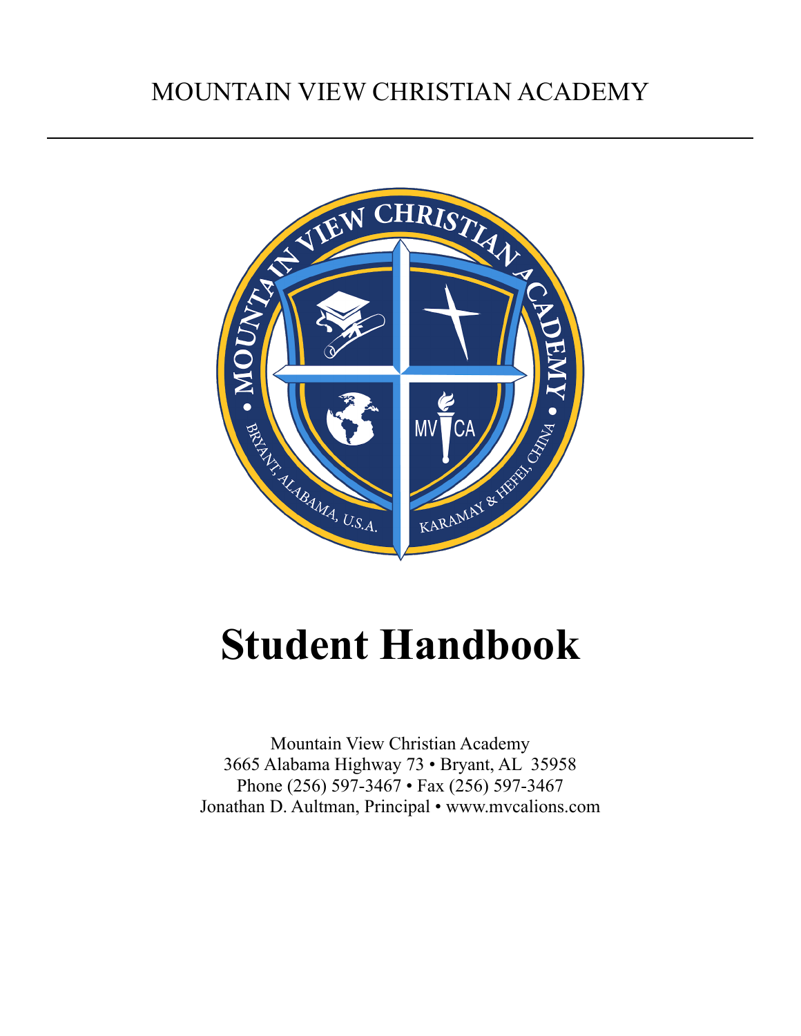MOUNTAIN VIEW CHRISTIAN ACADEMY

---

# Student Handbook

Mountain View Christian Academy
3665 Alabama Highway 73 • Bryant, AL  35958
Phone (256) 597-3467 • Fax (256) 597-3467
Jonathan D. Aultman, Principal • www.mvcalions.com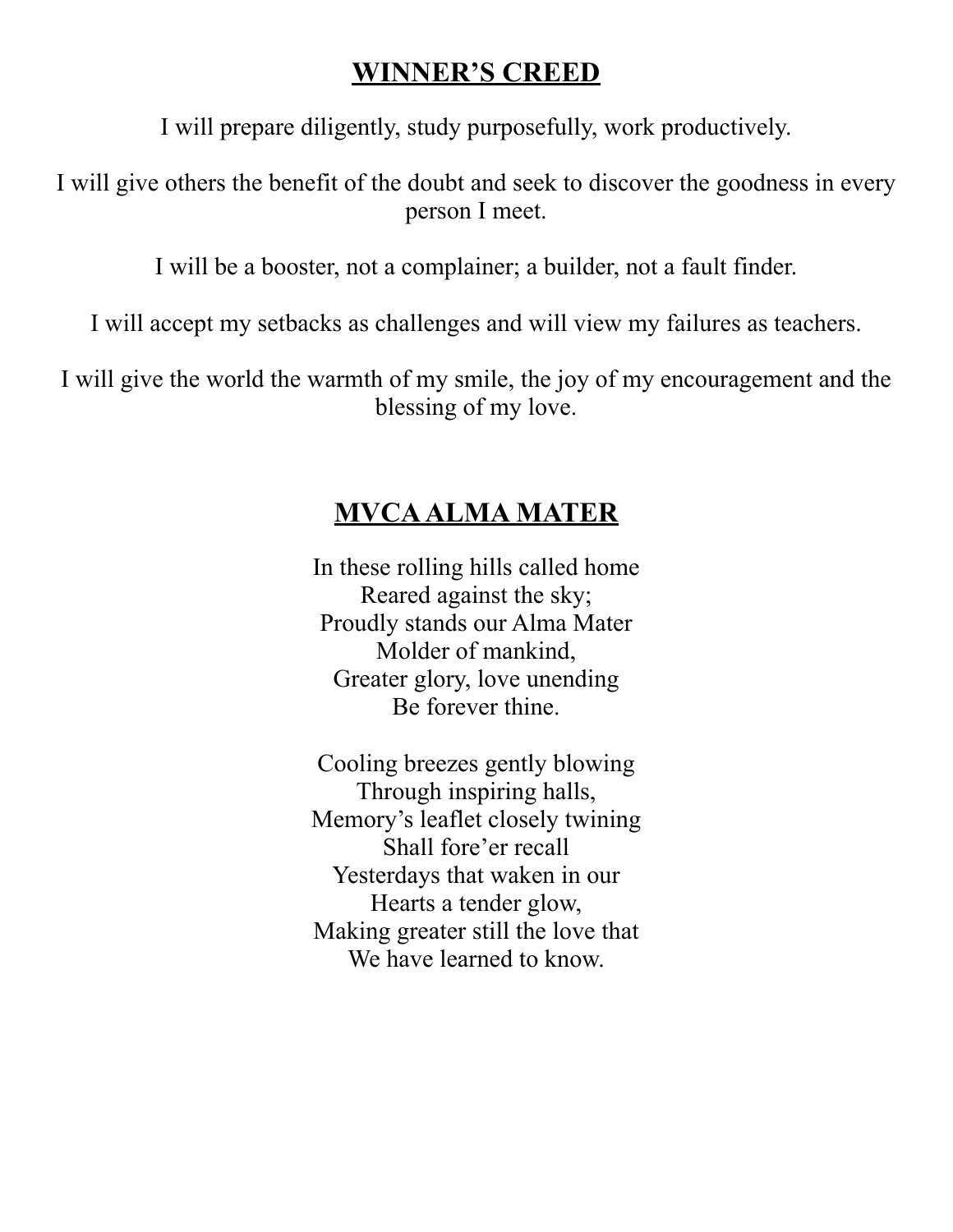## WINNER'S CREED

I will prepare diligently, study purposefully, work productively.

I will give others the benefit of the doubt and seek to discover the goodness in every person I meet.

I will be a booster, not a complainer; a builder, not a fault finder.

I will accept my setbacks as challenges and will view my failures as teachers.

I will give the world the warmth of my smile, the joy of my encouragement and the blessing of my love.

## MVCA ALMA MATER

In these rolling hills called home  
Reared against the sky;  
Proudly stands our Alma Mater  
Molder of mankind,  
Greater glory, love unending  
Be forever thine.

Cooling breezes gently blowing  
Through inspiring halls,  
Memory's leaflet closely twining  
Shall fore'er recall  
Yesterdays that waken in our  
Hearts a tender glow,  
Making greater still the love that  
We have learned to know.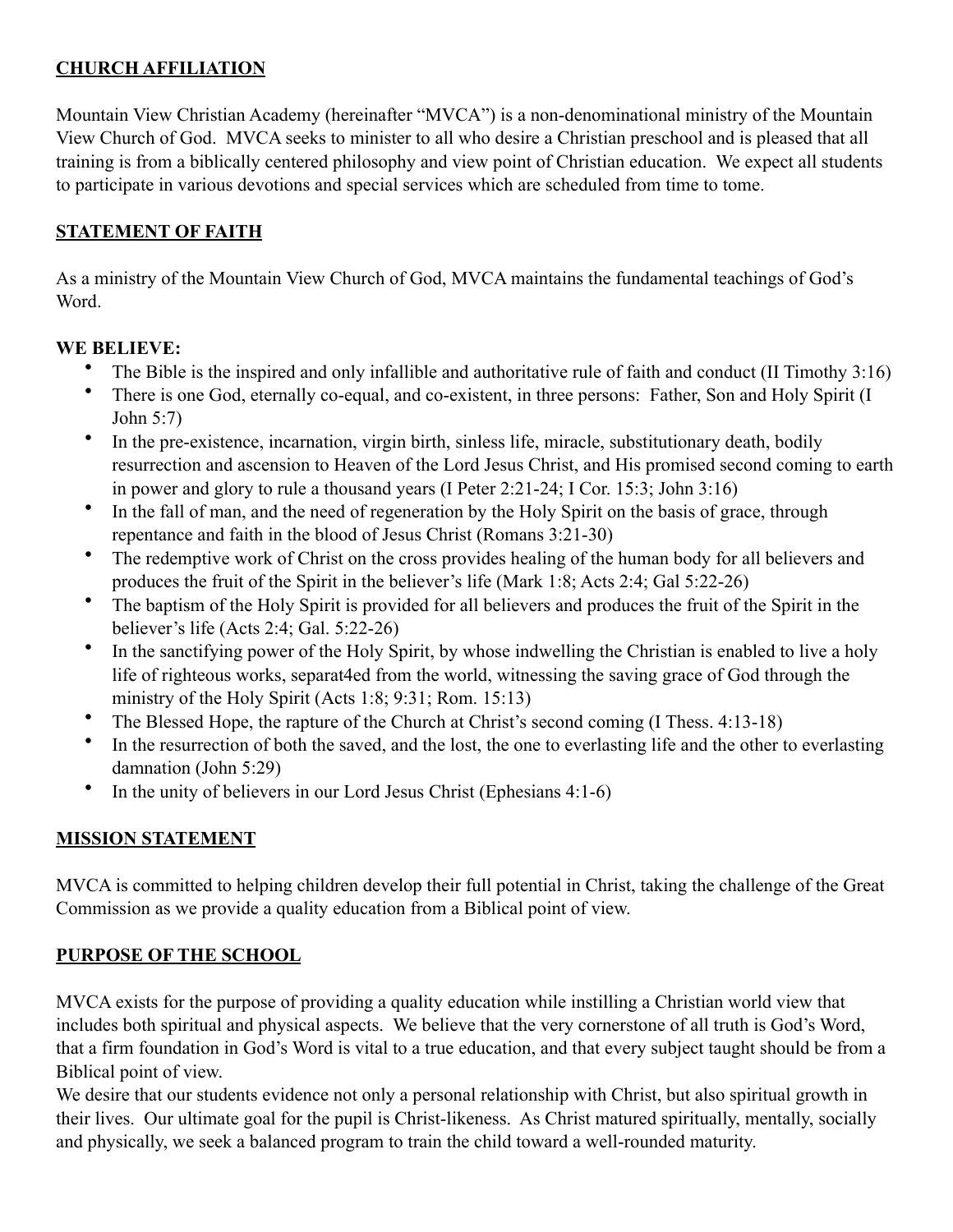## CHURCH AFFILIATION

Mountain View Christian Academy (hereinafter "MVCA") is a non-denominational ministry of the Mountain View Church of God. MVCA seeks to minister to all who desire a Christian preschool and is pleased that all training is from a biblically centered philosophy and view point of Christian education. We expect all students to participate in various devotions and special services which are scheduled from time to tome.

## STATEMENT OF FAITH

As a ministry of the Mountain View Church of God, MVCA maintains the fundamental teachings of God's Word.

**WE BELIEVE:**

- The Bible is the inspired and only infallible and authoritative rule of faith and conduct (II Timothy 3:16)
- There is one God, eternally co-equal, and co-existent, in three persons: Father, Son and Holy Spirit (I John 5:7)
- In the pre-existence, incarnation, virgin birth, sinless life, miracle, substitutionary death, bodily resurrection and ascension to Heaven of the Lord Jesus Christ, and His promised second coming to earth in power and glory to rule a thousand years (I Peter 2:21-24; I Cor. 15:3; John 3:16)
- In the fall of man, and the need of regeneration by the Holy Spirit on the basis of grace, through repentance and faith in the blood of Jesus Christ (Romans 3:21-30)
- The redemptive work of Christ on the cross provides healing of the human body for all believers and produces the fruit of the Spirit in the believer's life (Mark 1:8; Acts 2:4; Gal 5:22-26)
- The baptism of the Holy Spirit is provided for all believers and produces the fruit of the Spirit in the believer's life (Acts 2:4; Gal. 5:22-26)
- In the sanctifying power of the Holy Spirit, by whose indwelling the Christian is enabled to live a holy life of righteous works, separat4ed from the world, witnessing the saving grace of God through the ministry of the Holy Spirit (Acts 1:8; 9:31; Rom. 15:13)
- The Blessed Hope, the rapture of the Church at Christ's second coming (I Thess. 4:13-18)
- In the resurrection of both the saved, and the lost, the one to everlasting life and the other to everlasting damnation (John 5:29)
- In the unity of believers in our Lord Jesus Christ (Ephesians 4:1-6)

## MISSION STATEMENT

MVCA is committed to helping children develop their full potential in Christ, taking the challenge of the Great Commission as we provide a quality education from a Biblical point of view.

## PURPOSE OF THE SCHOOL

MVCA exists for the purpose of providing a quality education while instilling a Christian world view that includes both spiritual and physical aspects. We believe that the very cornerstone of all truth is God's Word, that a firm foundation in God's Word is vital to a true education, and that every subject taught should be from a Biblical point of view.

We desire that our students evidence not only a personal relationship with Christ, but also spiritual growth in their lives. Our ultimate goal for the pupil is Christ-likeness. As Christ matured spiritually, mentally, socially and physically, we seek a balanced program to train the child toward a well-rounded maturity.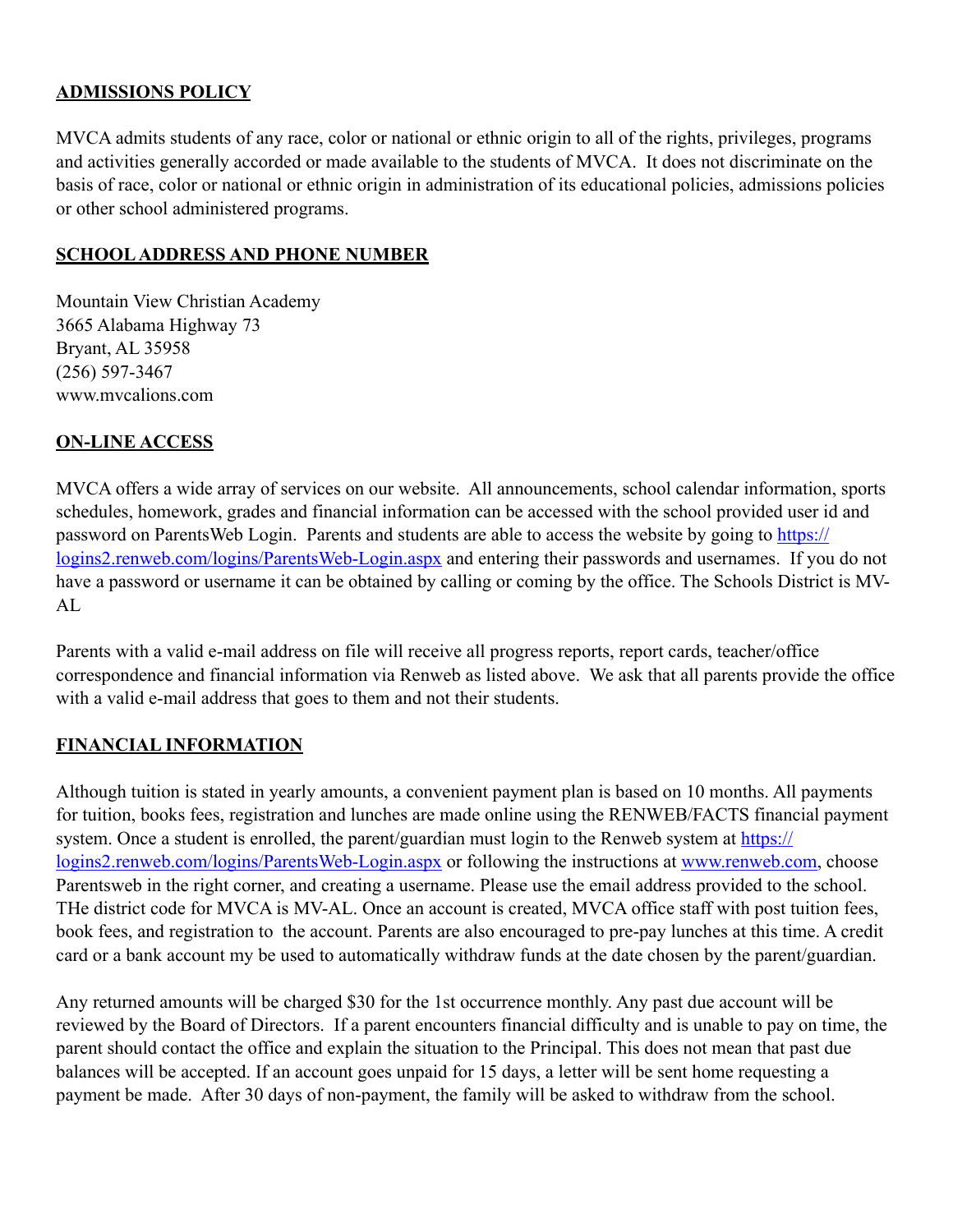## ADMISSIONS POLICY

MVCA admits students of any race, color or national or ethnic origin to all of the rights, privileges, programs and activities generally accorded or made available to the students of MVCA. It does not discriminate on the basis of race, color or national or ethnic origin in administration of its educational policies, admissions policies or other school administered programs.

## SCHOOL ADDRESS AND PHONE NUMBER

Mountain View Christian Academy
3665 Alabama Highway 73
Bryant, AL 35958
(256) 597-3467
www.mvcalions.com

## ON-LINE ACCESS

MVCA offers a wide array of services on our website. All announcements, school calendar information, sports schedules, homework, grades and financial information can be accessed with the school provided user id and password on ParentsWeb Login. Parents and students are able to access the website by going to [https://logins2.renweb.com/logins/ParentsWeb-Login.aspx](https://logins2.renweb.com/logins/ParentsWeb-Login.aspx) and entering their passwords and usernames. If you do not have a password or username it can be obtained by calling or coming by the office. The Schools District is MV-AL

Parents with a valid e-mail address on file will receive all progress reports, report cards, teacher/office correspondence and financial information via Renweb as listed above. We ask that all parents provide the office with a valid e-mail address that goes to them and not their students.

## FINANCIAL INFORMATION

Although tuition is stated in yearly amounts, a convenient payment plan is based on 10 months. All payments for tuition, books fees, registration and lunches are made online using the RENWEB/FACTS financial payment system. Once a student is enrolled, the parent/guardian must login to the Renweb system at [https://logins2.renweb.com/logins/ParentsWeb-Login.aspx](https://logins2.renweb.com/logins/ParentsWeb-Login.aspx) or following the instructions at [www.renweb.com](www.renweb.com), choose Parentsweb in the right corner, and creating a username. Please use the email address provided to the school. THe district code for MVCA is MV-AL. Once an account is created, MVCA office staff with post tuition fees, book fees, and registration to the account. Parents are also encouraged to pre-pay lunches at this time. A credit card or a bank account my be used to automatically withdraw funds at the date chosen by the parent/guardian.

Any returned amounts will be charged $30 for the 1st occurrence monthly. Any past due account will be reviewed by the Board of Directors. If a parent encounters financial difficulty and is unable to pay on time, the parent should contact the office and explain the situation to the Principal. This does not mean that past due balances will be accepted. If an account goes unpaid for 15 days, a letter will be sent home requesting a payment be made. After 30 days of non-payment, the family will be asked to withdraw from the school.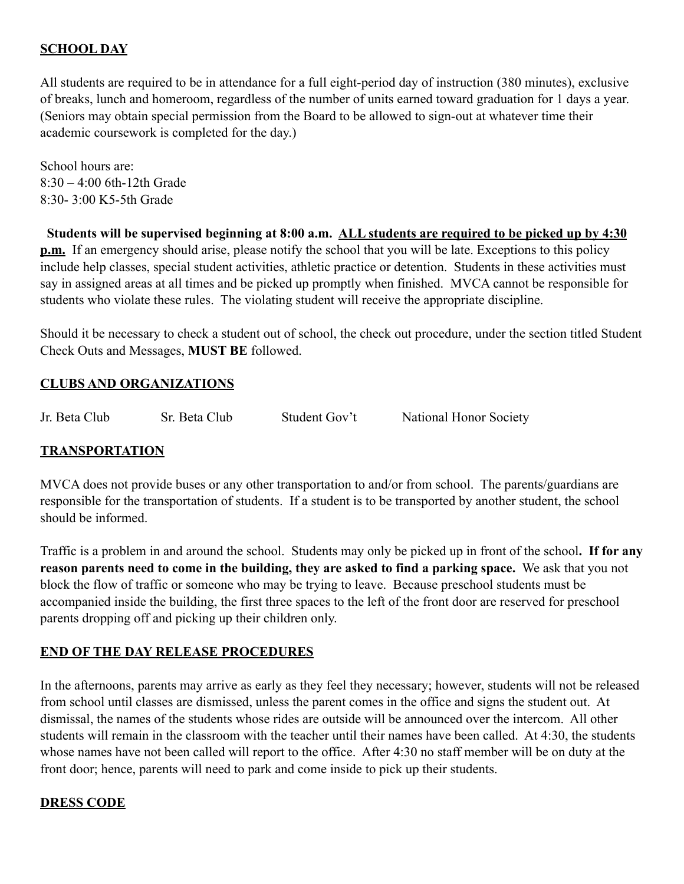## SCHOOL DAY

All students are required to be in attendance for a full eight-period day of instruction (380 minutes), exclusive of breaks, lunch and homeroom, regardless of the number of units earned toward graduation for 1 days a year. (Seniors may obtain special permission from the Board to be allowed to sign-out at whatever time their academic coursework is completed for the day.)

School hours are:
8:30 – 4:00 6th-12th Grade
8:30- 3:00 K5-5th Grade

**Students will be supervised beginning at 8:00 a.m. ALL students are required to be picked up by 4:30 p.m.** If an emergency should arise, please notify the school that you will be late. Exceptions to this policy include help classes, special student activities, athletic practice or detention. Students in these activities must say in assigned areas at all times and be picked up promptly when finished. MVCA cannot be responsible for students who violate these rules. The violating student will receive the appropriate discipline.

Should it be necessary to check a student out of school, the check out procedure, under the section titled Student Check Outs and Messages, **MUST BE** followed.

## CLUBS AND ORGANIZATIONS

Jr. Beta Club    Sr. Beta Club    Student Gov't    National Honor Society

## TRANSPORTATION

MVCA does not provide buses or any other transportation to and/or from school. The parents/guardians are responsible for the transportation of students. If a student is to be transported by another student, the school should be informed.

Traffic is a problem in and around the school. Students may only be picked up in front of the school**. If for any reason parents need to come in the building, they are asked to find a parking space.** We ask that you not block the flow of traffic or someone who may be trying to leave. Because preschool students must be accompanied inside the building, the first three spaces to the left of the front door are reserved for preschool parents dropping off and picking up their children only.

## END OF THE DAY RELEASE PROCEDURES

In the afternoons, parents may arrive as early as they feel they necessary; however, students will not be released from school until classes are dismissed, unless the parent comes in the office and signs the student out. At dismissal, the names of the students whose rides are outside will be announced over the intercom. All other students will remain in the classroom with the teacher until their names have been called. At 4:30, the students whose names have not been called will report to the office. After 4:30 no staff member will be on duty at the front door; hence, parents will need to park and come inside to pick up their students.

## DRESS CODE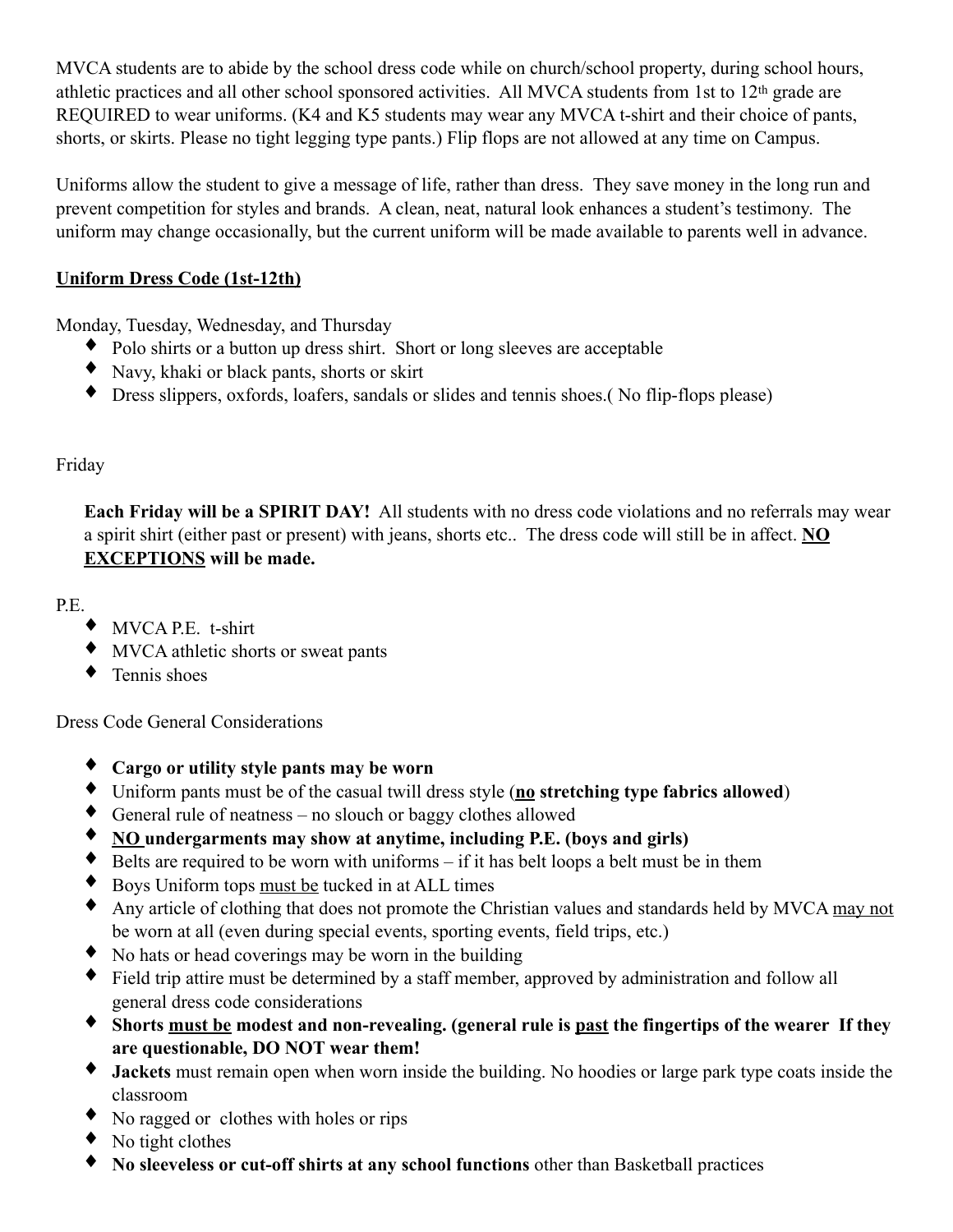MVCA students are to abide by the school dress code while on church/school property, during school hours, athletic practices and all other school sponsored activities. All MVCA students from 1st to 12th grade are REQUIRED to wear uniforms. (K4 and K5 students may wear any MVCA t-shirt and their choice of pants, shorts, or skirts. Please no tight legging type pants.) Flip flops are not allowed at any time on Campus.

Uniforms allow the student to give a message of life, rather than dress. They save money in the long run and prevent competition for styles and brands. A clean, neat, natural look enhances a student's testimony. The uniform may change occasionally, but the current uniform will be made available to parents well in advance.

**Uniform Dress Code (1st-12th)**

Monday, Tuesday, Wednesday, and Thursday

- Polo shirts or a button up dress shirt. Short or long sleeves are acceptable
- Navy, khaki or black pants, shorts or skirt
- Dress slippers, oxfords, loafers, sandals or slides and tennis shoes.( No flip-flops please)

Friday

**Each Friday will be a SPIRIT DAY!** All students with no dress code violations and no referrals may wear a spirit shirt (either past or present) with jeans, shorts etc.. The dress code will still be in affect. **NO EXCEPTIONS will be made.**

P.E.

- MVCA P.E. t-shirt
- MVCA athletic shorts or sweat pants
- Tennis shoes

Dress Code General Considerations

- **Cargo or utility style pants may be worn**
- Uniform pants must be of the casual twill dress style (**no stretching type fabrics allowed**)
- General rule of neatness – no slouch or baggy clothes allowed
- **NO undergarments may show at anytime, including P.E. (boys and girls)**
- Belts are required to be worn with uniforms – if it has belt loops a belt must be in them
- Boys Uniform tops must be tucked in at ALL times
- Any article of clothing that does not promote the Christian values and standards held by MVCA may not be worn at all (even during special events, sporting events, field trips, etc.)
- No hats or head coverings may be worn in the building
- Field trip attire must be determined by a staff member, approved by administration and follow all general dress code considerations
- **Shorts must be modest and non-revealing. (general rule is past the fingertips of the wearer If they are questionable, DO NOT wear them!**
- **Jackets** must remain open when worn inside the building. No hoodies or large park type coats inside the classroom
- No ragged or clothes with holes or rips
- No tight clothes
- **No sleeveless or cut-off shirts at any school functions** other than Basketball practices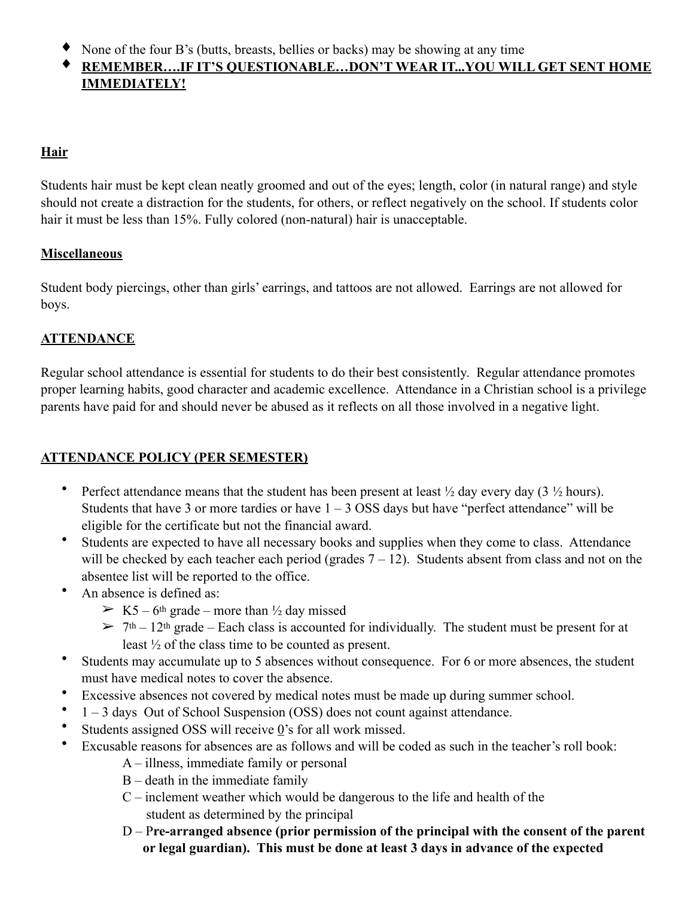- None of the four B's (butts, breasts, bellies or backs) may be showing at any time
- **REMEMBER….IF IT'S QUESTIONABLE…DON'T WEAR IT...YOU WILL GET SENT HOME IMMEDIATELY!**

## Hair

Students hair must be kept clean neatly groomed and out of the eyes; length, color (in natural range) and style should not create a distraction for the students, for others, or reflect negatively on the school. If students color hair it must be less than 15%. Fully colored (non-natural) hair is unacceptable.

## Miscellaneous

Student body piercings, other than girls' earrings, and tattoos are not allowed. Earrings are not allowed for boys.

## ATTENDANCE

Regular school attendance is essential for students to do their best consistently. Regular attendance promotes proper learning habits, good character and academic excellence. Attendance in a Christian school is a privilege parents have paid for and should never be abused as it reflects on all those involved in a negative light.

## ATTENDANCE POLICY (PER SEMESTER)

- Perfect attendance means that the student has been present at least ½ day every day (3 ½ hours). Students that have 3 or more tardies or have 1 – 3 OSS days but have "perfect attendance" will be eligible for the certificate but not the financial award.
- Students are expected to have all necessary books and supplies when they come to class. Attendance will be checked by each teacher each period (grades 7 – 12). Students absent from class and not on the absentee list will be reported to the office.
- An absence is defined as:
  - K5 – 6th grade – more than ½ day missed
  - 7th – 12th grade – Each class is accounted for individually. The student must be present for at least ½ of the class time to be counted as present.
- Students may accumulate up to 5 absences without consequence. For 6 or more absences, the student must have medical notes to cover the absence.
- Excessive absences not covered by medical notes must be made up during summer school.
- 1 – 3 days Out of School Suspension (OSS) does not count against attendance.
- Students assigned OSS will receive 0's for all work missed.
- Excusable reasons for absences are as follows and will be coded as such in the teacher's roll book:
  - A – illness, immediate family or personal
  - B – death in the immediate family
  - C – inclement weather which would be dangerous to the life and health of the student as determined by the principal
  - D – P**re-arranged absence (prior permission of the principal with the consent of the parent or legal guardian). This must be done at least 3 days in advance of the expected**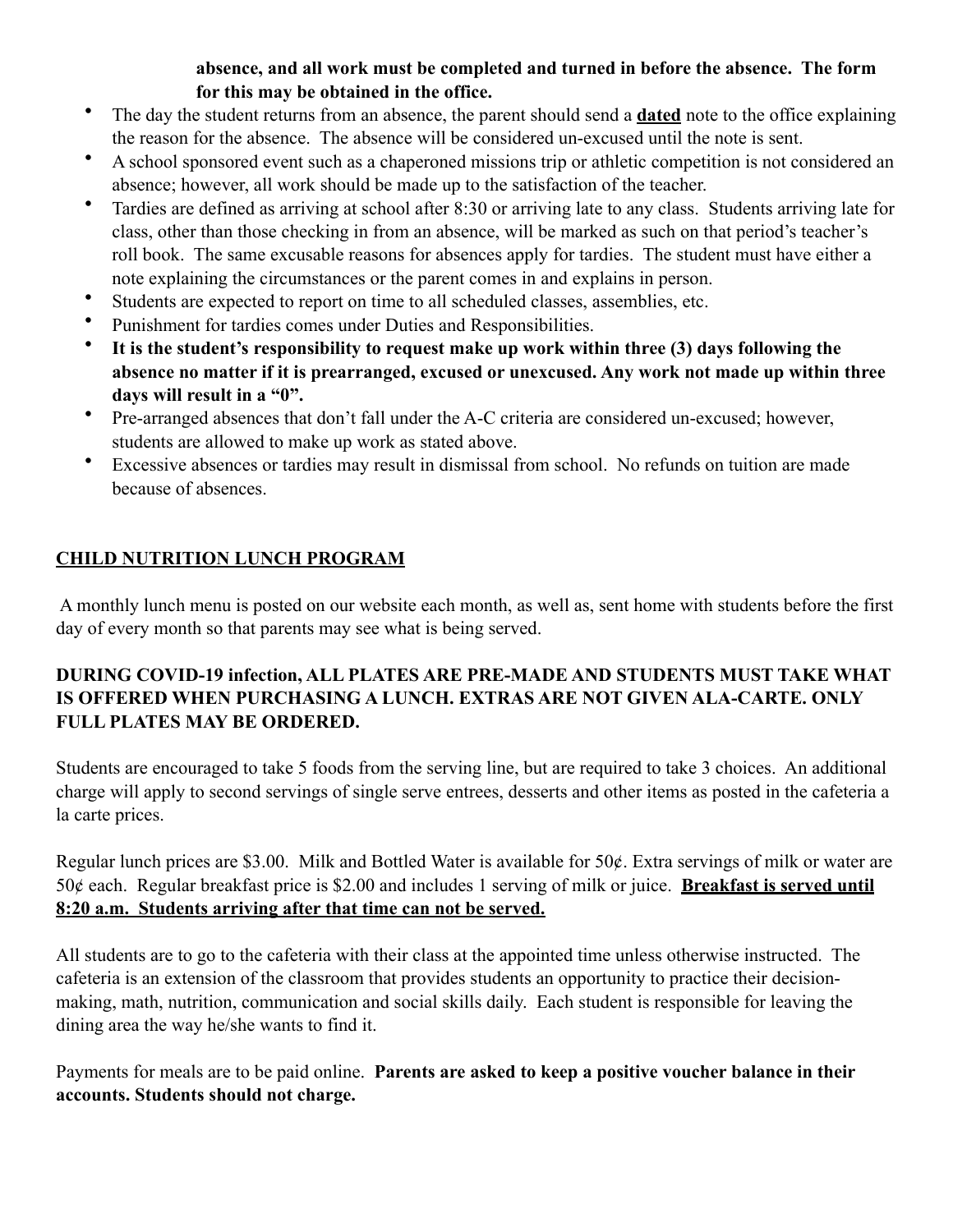**absence, and all work must be completed and turned in before the absence. The form for this may be obtained in the office.**

- The day the student returns from an absence, the parent should send a **dated** note to the office explaining the reason for the absence. The absence will be considered un-excused until the note is sent.
- A school sponsored event such as a chaperoned missions trip or athletic competition is not considered an absence; however, all work should be made up to the satisfaction of the teacher.
- Tardies are defined as arriving at school after 8:30 or arriving late to any class. Students arriving late for class, other than those checking in from an absence, will be marked as such on that period's teacher's roll book. The same excusable reasons for absences apply for tardies. The student must have either a note explaining the circumstances or the parent comes in and explains in person.
- Students are expected to report on time to all scheduled classes, assemblies, etc.
- Punishment for tardies comes under Duties and Responsibilities.
- **It is the student's responsibility to request make up work within three (3) days following the absence no matter if it is prearranged, excused or unexcused. Any work not made up within three days will result in a "0".**
- Pre-arranged absences that don't fall under the A-C criteria are considered un-excused; however, students are allowed to make up work as stated above.
- Excessive absences or tardies may result in dismissal from school. No refunds on tuition are made because of absences.

## CHILD NUTRITION LUNCH PROGRAM

A monthly lunch menu is posted on our website each month, as well as, sent home with students before the first day of every month so that parents may see what is being served.

**DURING COVID-19 infection, ALL PLATES ARE PRE-MADE AND STUDENTS MUST TAKE WHAT IS OFFERED WHEN PURCHASING A LUNCH. EXTRAS ARE NOT GIVEN ALA-CARTE. ONLY FULL PLATES MAY BE ORDERED.**

Students are encouraged to take 5 foods from the serving line, but are required to take 3 choices. An additional charge will apply to second servings of single serve entrees, desserts and other items as posted in the cafeteria a la carte prices.

Regular lunch prices are $3.00. Milk and Bottled Water is available for 50¢. Extra servings of milk or water are 50¢ each. Regular breakfast price is $2.00 and includes 1 serving of milk or juice. **Breakfast is served until 8:20 a.m. Students arriving after that time can not be served.**

All students are to go to the cafeteria with their class at the appointed time unless otherwise instructed. The cafeteria is an extension of the classroom that provides students an opportunity to practice their decision-making, math, nutrition, communication and social skills daily. Each student is responsible for leaving the dining area the way he/she wants to find it.

Payments for meals are to be paid online. **Parents are asked to keep a positive voucher balance in their accounts. Students should not charge.**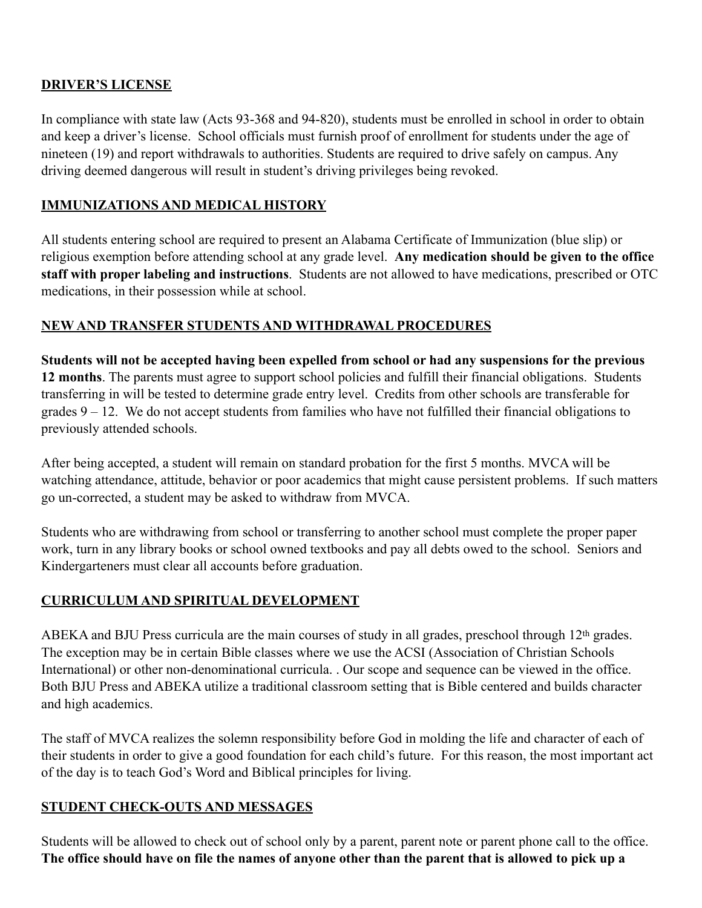## **DRIVER'S LICENSE**

In compliance with state law (Acts 93-368 and 94-820), students must be enrolled in school in order to obtain and keep a driver's license. School officials must furnish proof of enrollment for students under the age of nineteen (19) and report withdrawals to authorities. Students are required to drive safely on campus. Any driving deemed dangerous will result in student's driving privileges being revoked.

## **IMMUNIZATIONS AND MEDICAL HISTORY**

All students entering school are required to present an Alabama Certificate of Immunization (blue slip) or religious exemption before attending school at any grade level. **Any medication should be given to the office staff with proper labeling and instructions**. Students are not allowed to have medications, prescribed or OTC medications, in their possession while at school.

## **NEW AND TRANSFER STUDENTS AND WITHDRAWAL PROCEDURES**

**Students will not be accepted having been expelled from school or had any suspensions for the previous 12 months**. The parents must agree to support school policies and fulfill their financial obligations. Students transferring in will be tested to determine grade entry level. Credits from other schools are transferable for grades 9 – 12. We do not accept students from families who have not fulfilled their financial obligations to previously attended schools.

After being accepted, a student will remain on standard probation for the first 5 months. MVCA will be watching attendance, attitude, behavior or poor academics that might cause persistent problems. If such matters go un-corrected, a student may be asked to withdraw from MVCA.

Students who are withdrawing from school or transferring to another school must complete the proper paper work, turn in any library books or school owned textbooks and pay all debts owed to the school. Seniors and Kindergarteners must clear all accounts before graduation.

## **CURRICULUM AND SPIRITUAL DEVELOPMENT**

ABEKA and BJU Press curricula are the main courses of study in all grades, preschool through 12th grades. The exception may be in certain Bible classes where we use the ACSI (Association of Christian Schools International) or other non-denominational curricula. . Our scope and sequence can be viewed in the office. Both BJU Press and ABEKA utilize a traditional classroom setting that is Bible centered and builds character and high academics.

The staff of MVCA realizes the solemn responsibility before God in molding the life and character of each of their students in order to give a good foundation for each child's future. For this reason, the most important act of the day is to teach God's Word and Biblical principles for living.

## **STUDENT CHECK-OUTS AND MESSAGES**

Students will be allowed to check out of school only by a parent, parent note or parent phone call to the office. **The office should have on file the names of anyone other than the parent that is allowed to pick up a**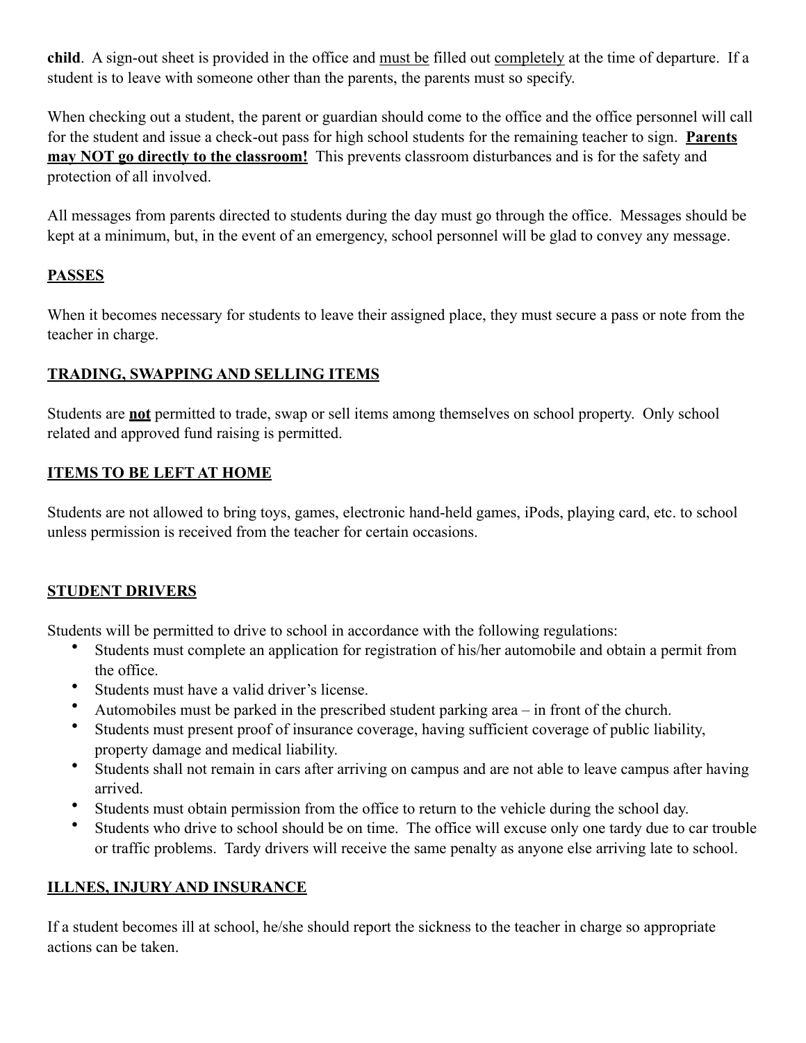**child**. A sign-out sheet is provided in the office and <u>must be</u> filled out <u>completely</u> at the time of departure. If a student is to leave with someone other than the parents, the parents must so specify.

When checking out a student, the parent or guardian should come to the office and the office personnel will call for the student and issue a check-out pass for high school students for the remaining teacher to sign. **<u>Parents may NOT go directly to the classroom!</u>** This prevents classroom disturbances and is for the safety and protection of all involved.

All messages from parents directed to students during the day must go through the office. Messages should be kept at a minimum, but, in the event of an emergency, school personnel will be glad to convey any message.

## <u>PASSES</u>

When it becomes necessary for students to leave their assigned place, they must secure a pass or note from the teacher in charge.

## <u>TRADING, SWAPPING AND SELLING ITEMS</u>

Students are **<u>not</u>** permitted to trade, swap or sell items among themselves on school property. Only school related and approved fund raising is permitted.

## <u>ITEMS TO BE LEFT AT HOME</u>

Students are not allowed to bring toys, games, electronic hand-held games, iPods, playing card, etc. to school unless permission is received from the teacher for certain occasions.

## <u>STUDENT DRIVERS</u>

Students will be permitted to drive to school in accordance with the following regulations:

- Students must complete an application for registration of his/her automobile and obtain a permit from the office.
- Students must have a valid driver's license.
- Automobiles must be parked in the prescribed student parking area – in front of the church.
- Students must present proof of insurance coverage, having sufficient coverage of public liability, property damage and medical liability.
- Students shall not remain in cars after arriving on campus and are not able to leave campus after having arrived.
- Students must obtain permission from the office to return to the vehicle during the school day.
- Students who drive to school should be on time. The office will excuse only one tardy due to car trouble or traffic problems. Tardy drivers will receive the same penalty as anyone else arriving late to school.

## <u>ILLNES, INJURY AND INSURANCE</u>

If a student becomes ill at school, he/she should report the sickness to the teacher in charge so appropriate actions can be taken.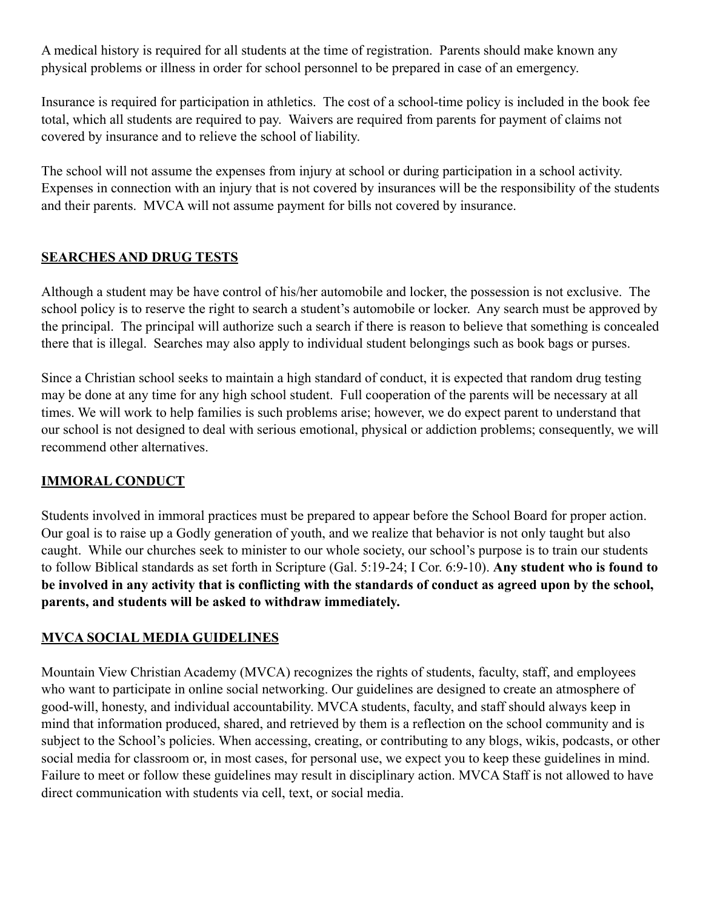A medical history is required for all students at the time of registration. Parents should make known any physical problems or illness in order for school personnel to be prepared in case of an emergency.

Insurance is required for participation in athletics. The cost of a school-time policy is included in the book fee total, which all students are required to pay. Waivers are required from parents for payment of claims not covered by insurance and to relieve the school of liability.

The school will not assume the expenses from injury at school or during participation in a school activity. Expenses in connection with an injury that is not covered by insurances will be the responsibility of the students and their parents. MVCA will not assume payment for bills not covered by insurance.

## SEARCHES AND DRUG TESTS

Although a student may be have control of his/her automobile and locker, the possession is not exclusive. The school policy is to reserve the right to search a student's automobile or locker. Any search must be approved by the principal. The principal will authorize such a search if there is reason to believe that something is concealed there that is illegal. Searches may also apply to individual student belongings such as book bags or purses.

Since a Christian school seeks to maintain a high standard of conduct, it is expected that random drug testing may be done at any time for any high school student. Full cooperation of the parents will be necessary at all times. We will work to help families is such problems arise; however, we do expect parent to understand that our school is not designed to deal with serious emotional, physical or addiction problems; consequently, we will recommend other alternatives.

## IMMORAL CONDUCT

Students involved in immoral practices must be prepared to appear before the School Board for proper action. Our goal is to raise up a Godly generation of youth, and we realize that behavior is not only taught but also caught. While our churches seek to minister to our whole society, our school's purpose is to train our students to follow Biblical standards as set forth in Scripture (Gal. 5:19-24; I Cor. 6:9-10). **Any student who is found to be involved in any activity that is conflicting with the standards of conduct as agreed upon by the school, parents, and students will be asked to withdraw immediately.**

## MVCA SOCIAL MEDIA GUIDELINES

Mountain View Christian Academy (MVCA) recognizes the rights of students, faculty, staff, and employees who want to participate in online social networking. Our guidelines are designed to create an atmosphere of good-will, honesty, and individual accountability. MVCA students, faculty, and staff should always keep in mind that information produced, shared, and retrieved by them is a reflection on the school community and is subject to the School's policies. When accessing, creating, or contributing to any blogs, wikis, podcasts, or other social media for classroom or, in most cases, for personal use, we expect you to keep these guidelines in mind. Failure to meet or follow these guidelines may result in disciplinary action. MVCA Staff is not allowed to have direct communication with students via cell, text, or social media.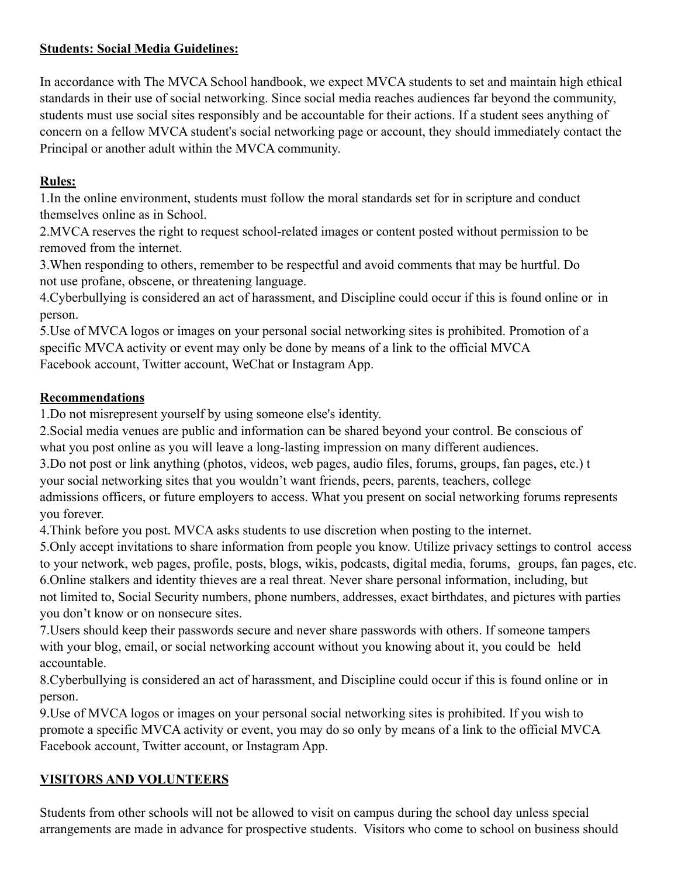**Students: Social Media Guidelines:**

In accordance with The MVCA School handbook, we expect MVCA students to set and maintain high ethical standards in their use of social networking. Since social media reaches audiences far beyond the community, students must use social sites responsibly and be accountable for their actions. If a student sees anything of concern on a fellow MVCA student's social networking page or account, they should immediately contact the Principal or another adult within the MVCA community.

**Rules:**

1.In the online environment, students must follow the moral standards set for in scripture and conduct themselves online as in School.
2.MVCA reserves the right to request school-related images or content posted without permission to be removed from the internet.
3.When responding to others, remember to be respectful and avoid comments that may be hurtful. Do not use profane, obscene, or threatening language.
4.Cyberbullying is considered an act of harassment, and Discipline could occur if this is found online or in person.
5.Use of MVCA logos or images on your personal social networking sites is prohibited. Promotion of a specific MVCA activity or event may only be done by means of a link to the official MVCA Facebook account, Twitter account, WeChat or Instagram App.

**Recommendations**

1.Do not misrepresent yourself by using someone else's identity.
2.Social media venues are public and information can be shared beyond your control. Be conscious of what you post online as you will leave a long-lasting impression on many different audiences.
3.Do not post or link anything (photos, videos, web pages, audio files, forums, groups, fan pages, etc.) t your social networking sites that you wouldn't want friends, peers, parents, teachers, college admissions officers, or future employers to access. What you present on social networking forums represents you forever.
4.Think before you post. MVCA asks students to use discretion when posting to the internet.
5.Only accept invitations to share information from people you know. Utilize privacy settings to control access to your network, web pages, profile, posts, blogs, wikis, podcasts, digital media, forums, groups, fan pages, etc.
6.Online stalkers and identity thieves are a real threat. Never share personal information, including, but not limited to, Social Security numbers, phone numbers, addresses, exact birthdates, and pictures with parties you don't know or on nonsecure sites.
7.Users should keep their passwords secure and never share passwords with others. If someone tampers with your blog, email, or social networking account without you knowing about it, you could be held accountable.
8.Cyberbullying is considered an act of harassment, and Discipline could occur if this is found online or in person.
9.Use of MVCA logos or images on your personal social networking sites is prohibited. If you wish to promote a specific MVCA activity or event, you may do so only by means of a link to the official MVCA Facebook account, Twitter account, or Instagram App.

**VISITORS AND VOLUNTEERS**

Students from other schools will not be allowed to visit on campus during the school day unless special arrangements are made in advance for prospective students. Visitors who come to school on business should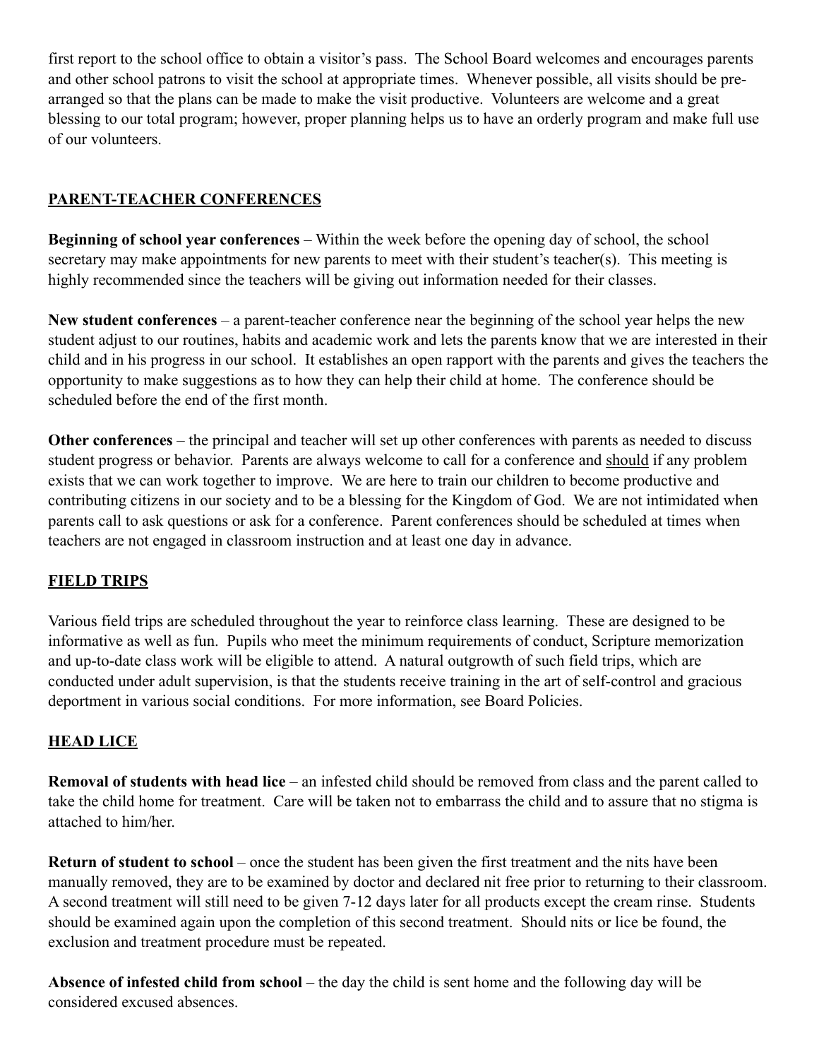first report to the school office to obtain a visitor's pass. The School Board welcomes and encourages parents and other school patrons to visit the school at appropriate times. Whenever possible, all visits should be pre-arranged so that the plans can be made to make the visit productive. Volunteers are welcome and a great blessing to our total program; however, proper planning helps us to have an orderly program and make full use of our volunteers.

## PARENT-TEACHER CONFERENCES

**Beginning of school year conferences** – Within the week before the opening day of school, the school secretary may make appointments for new parents to meet with their student's teacher(s). This meeting is highly recommended since the teachers will be giving out information needed for their classes.

**New student conferences** – a parent-teacher conference near the beginning of the school year helps the new student adjust to our routines, habits and academic work and lets the parents know that we are interested in their child and in his progress in our school. It establishes an open rapport with the parents and gives the teachers the opportunity to make suggestions as to how they can help their child at home. The conference should be scheduled before the end of the first month.

**Other conferences** – the principal and teacher will set up other conferences with parents as needed to discuss student progress or behavior. Parents are always welcome to call for a conference and <u>should</u> if any problem exists that we can work together to improve. We are here to train our children to become productive and contributing citizens in our society and to be a blessing for the Kingdom of God. We are not intimidated when parents call to ask questions or ask for a conference. Parent conferences should be scheduled at times when teachers are not engaged in classroom instruction and at least one day in advance.

## FIELD TRIPS

Various field trips are scheduled throughout the year to reinforce class learning. These are designed to be informative as well as fun. Pupils who meet the minimum requirements of conduct, Scripture memorization and up-to-date class work will be eligible to attend. A natural outgrowth of such field trips, which are conducted under adult supervision, is that the students receive training in the art of self-control and gracious deportment in various social conditions. For more information, see Board Policies.

## HEAD LICE

**Removal of students with head lice** – an infested child should be removed from class and the parent called to take the child home for treatment. Care will be taken not to embarrass the child and to assure that no stigma is attached to him/her.

**Return of student to school** – once the student has been given the first treatment and the nits have been manually removed, they are to be examined by doctor and declared nit free prior to returning to their classroom. A second treatment will still need to be given 7-12 days later for all products except the cream rinse. Students should be examined again upon the completion of this second treatment. Should nits or lice be found, the exclusion and treatment procedure must be repeated.

**Absence of infested child from school** – the day the child is sent home and the following day will be considered excused absences.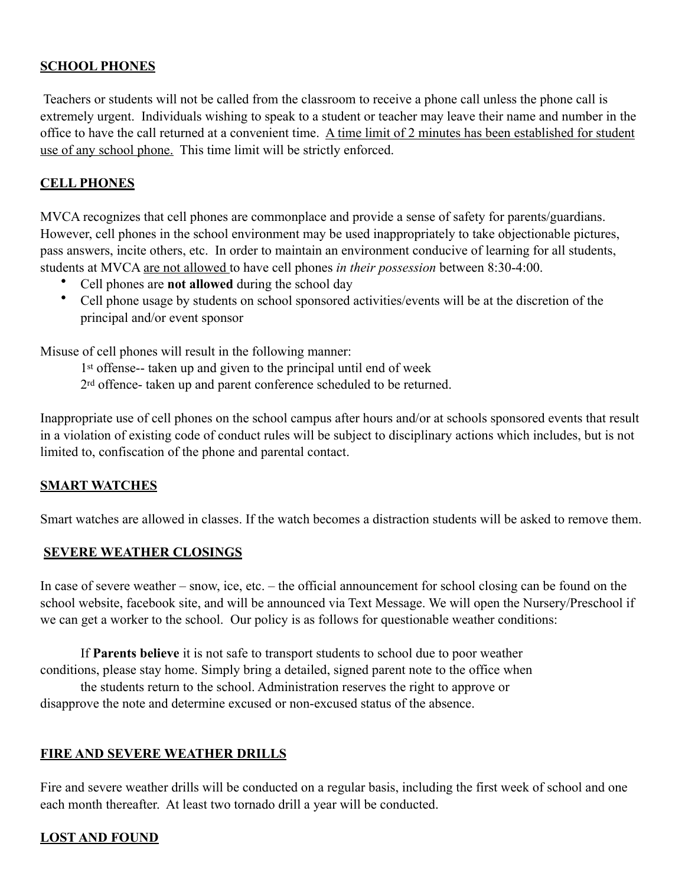## SCHOOL PHONES

Teachers or students will not be called from the classroom to receive a phone call unless the phone call is extremely urgent. Individuals wishing to speak to a student or teacher may leave their name and number in the office to have the call returned at a convenient time. <u>A time limit of 2 minutes has been established for student use of any school phone.</u> This time limit will be strictly enforced.

## CELL PHONES

MVCA recognizes that cell phones are commonplace and provide a sense of safety for parents/guardians. However, cell phones in the school environment may be used inappropriately to take objectionable pictures, pass answers, incite others, etc. In order to maintain an environment conducive of learning for all students, students at MVCA <u>are not allowed</u> to have cell phones *in their possession* between 8:30-4:00.

- Cell phones are **not allowed** during the school day
- Cell phone usage by students on school sponsored activities/events will be at the discretion of the principal and/or event sponsor

Misuse of cell phones will result in the following manner:

1st offense-- taken up and given to the principal until end of week
2rd offence- taken up and parent conference scheduled to be returned.

Inappropriate use of cell phones on the school campus after hours and/or at schools sponsored events that result in a violation of existing code of conduct rules will be subject to disciplinary actions which includes, but is not limited to, confiscation of the phone and parental contact.

## SMART WATCHES

Smart watches are allowed in classes. If the watch becomes a distraction students will be asked to remove them.

## SEVERE WEATHER CLOSINGS

In case of severe weather – snow, ice, etc. – the official announcement for school closing can be found on the school website, facebook site, and will be announced via Text Message. We will open the Nursery/Preschool if we can get a worker to the school. Our policy is as follows for questionable weather conditions:

If **Parents believe** it is not safe to transport students to school due to poor weather conditions, please stay home. Simply bring a detailed, signed parent note to the office when the students return to the school. Administration reserves the right to approve or disapprove the note and determine excused or non-excused status of the absence.

## FIRE AND SEVERE WEATHER DRILLS

Fire and severe weather drills will be conducted on a regular basis, including the first week of school and one each month thereafter. At least two tornado drill a year will be conducted.

## LOST AND FOUND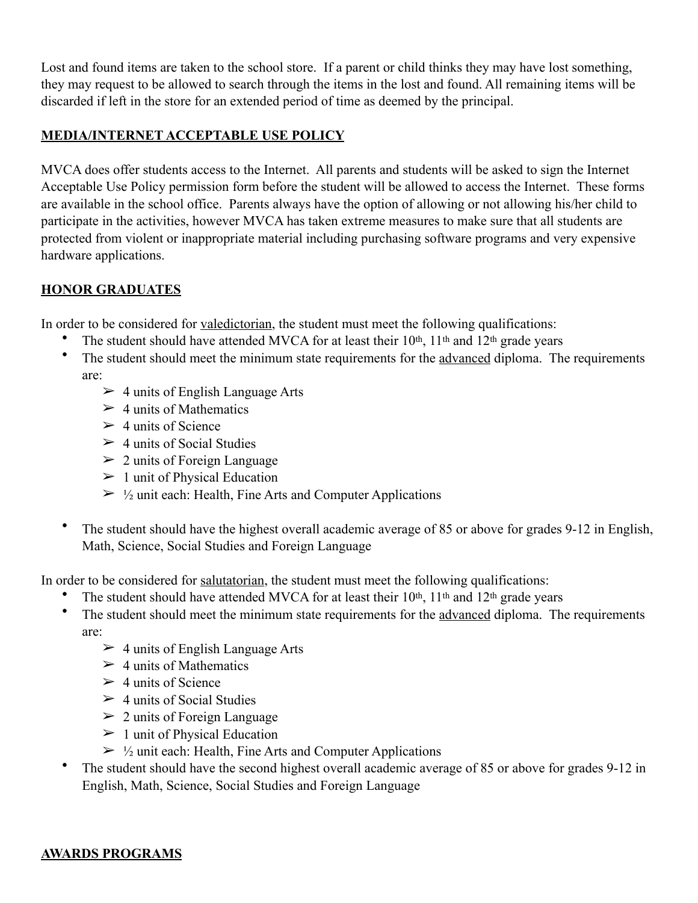Lost and found items are taken to the school store. If a parent or child thinks they may have lost something, they may request to be allowed to search through the items in the lost and found. All remaining items will be discarded if left in the store for an extended period of time as deemed by the principal.

## MEDIA/INTERNET ACCEPTABLE USE POLICY

MVCA does offer students access to the Internet. All parents and students will be asked to sign the Internet Acceptable Use Policy permission form before the student will be allowed to access the Internet. These forms are available in the school office. Parents always have the option of allowing or not allowing his/her child to participate in the activities, however MVCA has taken extreme measures to make sure that all students are protected from violent or inappropriate material including purchasing software programs and very expensive hardware applications.

## HONOR GRADUATES

In order to be considered for valedictorian, the student must meet the following qualifications:

- The student should have attended MVCA for at least their 10th, 11th and 12th grade years
- The student should meet the minimum state requirements for the advanced diploma. The requirements are:
  - 4 units of English Language Arts
  - 4 units of Mathematics
  - 4 units of Science
  - 4 units of Social Studies
  - 2 units of Foreign Language
  - 1 unit of Physical Education
  - ½ unit each: Health, Fine Arts and Computer Applications
- The student should have the highest overall academic average of 85 or above for grades 9-12 in English, Math, Science, Social Studies and Foreign Language

In order to be considered for salutatorian, the student must meet the following qualifications:

- The student should have attended MVCA for at least their 10th, 11th and 12th grade years
- The student should meet the minimum state requirements for the advanced diploma. The requirements are:
  - 4 units of English Language Arts
  - 4 units of Mathematics
  - 4 units of Science
  - 4 units of Social Studies
  - 2 units of Foreign Language
  - 1 unit of Physical Education
  - ½ unit each: Health, Fine Arts and Computer Applications
- The student should have the second highest overall academic average of 85 or above for grades 9-12 in English, Math, Science, Social Studies and Foreign Language

## AWARDS PROGRAMS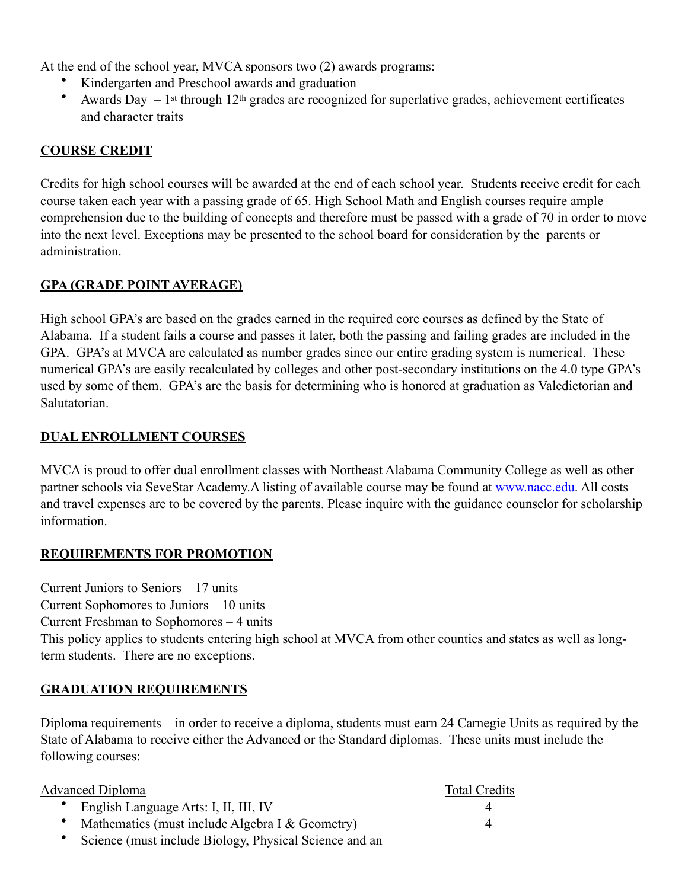At the end of the school year, MVCA sponsors two (2) awards programs:

- Kindergarten and Preschool awards and graduation
- Awards Day – 1st through 12th grades are recognized for superlative grades, achievement certificates and character traits

## COURSE CREDIT

Credits for high school courses will be awarded at the end of each school year. Students receive credit for each course taken each year with a passing grade of 65. High School Math and English courses require ample comprehension due to the building of concepts and therefore must be passed with a grade of 70 in order to move into the next level. Exceptions may be presented to the school board for consideration by the parents or administration.

## GPA (GRADE POINT AVERAGE)

High school GPA's are based on the grades earned in the required core courses as defined by the State of Alabama. If a student fails a course and passes it later, both the passing and failing grades are included in the GPA. GPA's at MVCA are calculated as number grades since our entire grading system is numerical. These numerical GPA's are easily recalculated by colleges and other post-secondary institutions on the 4.0 type GPA's used by some of them. GPA's are the basis for determining who is honored at graduation as Valedictorian and Salutatorian.

## DUAL ENROLLMENT COURSES

MVCA is proud to offer dual enrollment classes with Northeast Alabama Community College as well as other partner schools via SeveStar Academy.A listing of available course may be found at [www.nacc.edu](http://www.nacc.edu). All costs and travel expenses are to be covered by the parents. Please inquire with the guidance counselor for scholarship information.

## REQUIREMENTS FOR PROMOTION

Current Juniors to Seniors – 17 units
Current Sophomores to Juniors – 10 units
Current Freshman to Sophomores – 4 units
This policy applies to students entering high school at MVCA from other counties and states as well as long-term students. There are no exceptions.

## GRADUATION REQUIREMENTS

Diploma requirements – in order to receive a diploma, students must earn 24 Carnegie Units as required by the State of Alabama to receive either the Advanced or the Standard diplomas. These units must include the following courses:

| Advanced Diploma | Total Credits |
|---|---|
| • English Language Arts: I, II, III, IV | 4 |
| • Mathematics (must include Algebra I & Geometry) | 4 |
| • Science (must include Biology, Physical Science and an | |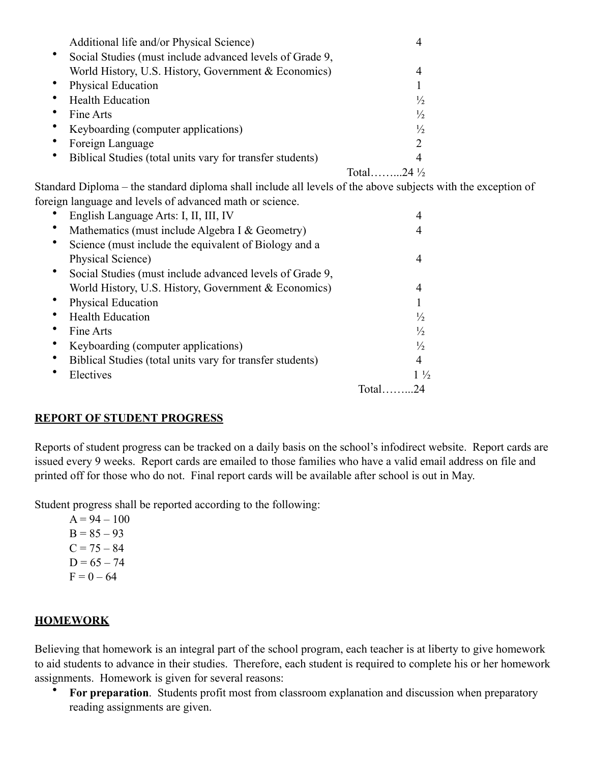| Subject | Units |
|---|---|
| Additional life and/or Physical Science) | 4 |
| • Social Studies (must include advanced levels of Grade 9, World History, U.S. History, Government & Economics) | 4 |
| • Physical Education | 1 |
| • Health Education | ½ |
| • Fine Arts | ½ |
| • Keyboarding (computer applications) | ½ |
| • Foreign Language | 2 |
| • Biblical Studies (total units vary for transfer students) | 4 |
| Total | 24 ½ |

Standard Diploma – the standard diploma shall include all levels of the above subjects with the exception of foreign language and levels of advanced math or science.

| Subject | Units |
|---|---|
| • English Language Arts: I, II, III, IV | 4 |
| • Mathematics (must include Algebra I & Geometry) | 4 |
| • Science (must include the equivalent of Biology and a Physical Science) | 4 |
| • Social Studies (must include advanced levels of Grade 9, World History, U.S. History, Government & Economics) | 4 |
| • Physical Education | 1 |
| • Health Education | ½ |
| • Fine Arts | ½ |
| • Keyboarding (computer applications) | ½ |
| • Biblical Studies (total units vary for transfer students) | 4 |
| • Electives | 1 ½ |
| Total | 24 |

## REPORT OF STUDENT PROGRESS

Reports of student progress can be tracked on a daily basis on the school's infodirect website. Report cards are issued every 9 weeks. Report cards are emailed to those families who have a valid email address on file and printed off for those who do not. Final report cards will be available after school is out in May.

Student progress shall be reported according to the following:

A = 94 – 100
B = 85 – 93
C = 75 – 84
D = 65 – 74
F = 0 – 64

## HOMEWORK

Believing that homework is an integral part of the school program, each teacher is at liberty to give homework to aid students to advance in their studies. Therefore, each student is required to complete his or her homework assignments. Homework is given for several reasons:

- **For preparation**. Students profit most from classroom explanation and discussion when preparatory reading assignments are given.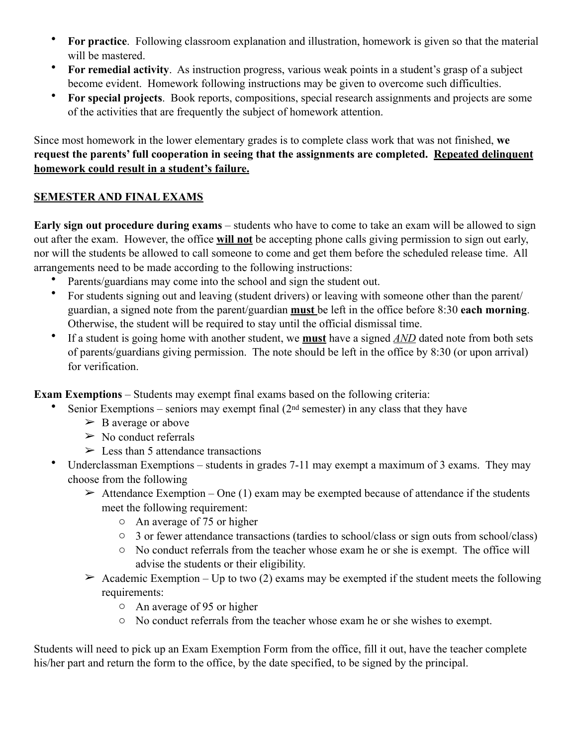- **For practice**. Following classroom explanation and illustration, homework is given so that the material will be mastered.
- **For remedial activity**. As instruction progress, various weak points in a student's grasp of a subject become evident. Homework following instructions may be given to overcome such difficulties.
- **For special projects**. Book reports, compositions, special research assignments and projects are some of the activities that are frequently the subject of homework attention.

Since most homework in the lower elementary grades is to complete class work that was not finished, **we request the parents' full cooperation in seeing that the assignments are completed. <u>Repeated delinquent homework could result in a student's failure.</u>**

## <u>SEMESTER AND FINAL EXAMS</u>

**Early sign out procedure during exams** – students who have to come to take an exam will be allowed to sign out after the exam. However, the office **<u>will not</u>** be accepting phone calls giving permission to sign out early, nor will the students be allowed to call someone to come and get them before the scheduled release time. All arrangements need to be made according to the following instructions:

- Parents/guardians may come into the school and sign the student out.
- For students signing out and leaving (student drivers) or leaving with someone other than the parent/guardian, a signed note from the parent/guardian **<u>must</u>** be left in the office before 8:30 **each morning**. Otherwise, the student will be required to stay until the official dismissal time.
- If a student is going home with another student, we **<u>must</u>** have a signed <u>*AND*</u> dated note from both sets of parents/guardians giving permission. The note should be left in the office by 8:30 (or upon arrival) for verification.

**Exam Exemptions** – Students may exempt final exams based on the following criteria:

- Senior Exemptions – seniors may exempt final (2nd semester) in any class that they have
  - B average or above
  - No conduct referrals
  - Less than 5 attendance transactions
- Underclassman Exemptions – students in grades 7-11 may exempt a maximum of 3 exams. They may choose from the following
  - Attendance Exemption – One (1) exam may be exempted because of attendance if the students meet the following requirement:
    - An average of 75 or higher
    - 3 or fewer attendance transactions (tardies to school/class or sign outs from school/class)
    - No conduct referrals from the teacher whose exam he or she is exempt. The office will advise the students or their eligibility.
  - Academic Exemption – Up to two (2) exams may be exempted if the student meets the following requirements:
    - An average of 95 or higher
    - No conduct referrals from the teacher whose exam he or she wishes to exempt.

Students will need to pick up an Exam Exemption Form from the office, fill it out, have the teacher complete his/her part and return the form to the office, by the date specified, to be signed by the principal.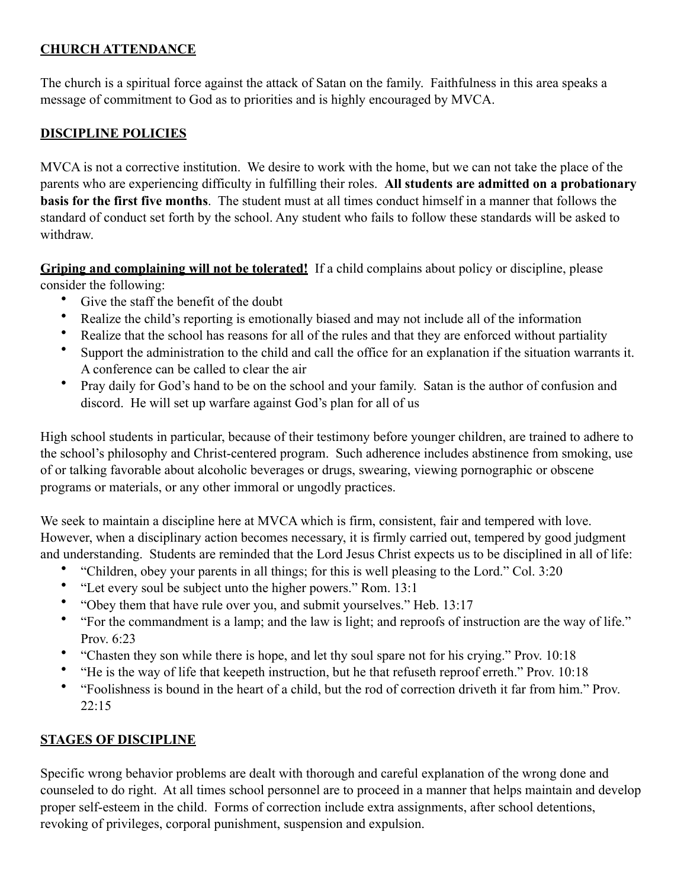**CHURCH ATTENDANCE**

The church is a spiritual force against the attack of Satan on the family. Faithfulness in this area speaks a message of commitment to God as to priorities and is highly encouraged by MVCA.

**DISCIPLINE POLICIES**

MVCA is not a corrective institution. We desire to work with the home, but we can not take the place of the parents who are experiencing difficulty in fulfilling their roles. **All students are admitted on a probationary basis for the first five months**. The student must at all times conduct himself in a manner that follows the standard of conduct set forth by the school. Any student who fails to follow these standards will be asked to withdraw.

**Griping and complaining will not be tolerated!** If a child complains about policy or discipline, please consider the following:

- Give the staff the benefit of the doubt
- Realize the child's reporting is emotionally biased and may not include all of the information
- Realize that the school has reasons for all of the rules and that they are enforced without partiality
- Support the administration to the child and call the office for an explanation if the situation warrants it. A conference can be called to clear the air
- Pray daily for God's hand to be on the school and your family. Satan is the author of confusion and discord. He will set up warfare against God's plan for all of us

High school students in particular, because of their testimony before younger children, are trained to adhere to the school's philosophy and Christ-centered program. Such adherence includes abstinence from smoking, use of or talking favorable about alcoholic beverages or drugs, swearing, viewing pornographic or obscene programs or materials, or any other immoral or ungodly practices.

We seek to maintain a discipline here at MVCA which is firm, consistent, fair and tempered with love. However, when a disciplinary action becomes necessary, it is firmly carried out, tempered by good judgment and understanding. Students are reminded that the Lord Jesus Christ expects us to be disciplined in all of life:

- "Children, obey your parents in all things; for this is well pleasing to the Lord." Col. 3:20
- "Let every soul be subject unto the higher powers." Rom. 13:1
- "Obey them that have rule over you, and submit yourselves." Heb. 13:17
- "For the commandment is a lamp; and the law is light; and reproofs of instruction are the way of life." Prov. 6:23
- "Chasten they son while there is hope, and let thy soul spare not for his crying." Prov. 10:18
- "He is the way of life that keepeth instruction, but he that refuseth reproof erreth." Prov. 10:18
- "Foolishness is bound in the heart of a child, but the rod of correction driveth it far from him." Prov. 22:15

**STAGES OF DISCIPLINE**

Specific wrong behavior problems are dealt with thorough and careful explanation of the wrong done and counseled to do right. At all times school personnel are to proceed in a manner that helps maintain and develop proper self-esteem in the child. Forms of correction include extra assignments, after school detentions, revoking of privileges, corporal punishment, suspension and expulsion.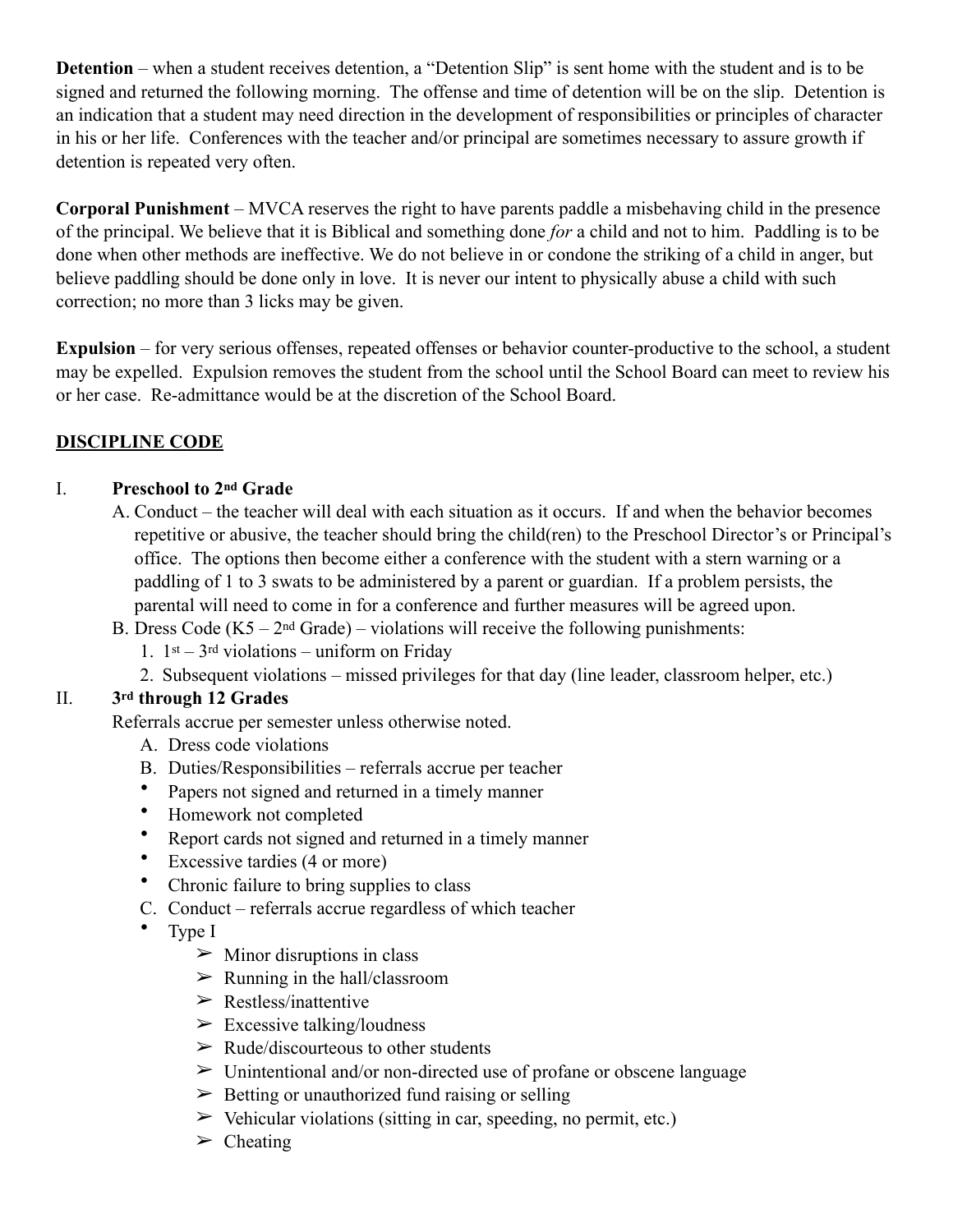**Detention** – when a student receives detention, a "Detention Slip" is sent home with the student and is to be signed and returned the following morning. The offense and time of detention will be on the slip. Detention is an indication that a student may need direction in the development of responsibilities or principles of character in his or her life. Conferences with the teacher and/or principal are sometimes necessary to assure growth if detention is repeated very often.

**Corporal Punishment** – MVCA reserves the right to have parents paddle a misbehaving child in the presence of the principal. We believe that it is Biblical and something done *for* a child and not to him. Paddling is to be done when other methods are ineffective. We do not believe in or condone the striking of a child in anger, but believe paddling should be done only in love. It is never our intent to physically abuse a child with such correction; no more than 3 licks may be given.

**Expulsion** – for very serious offenses, repeated offenses or behavior counter-productive to the school, a student may be expelled. Expulsion removes the student from the school until the School Board can meet to review his or her case. Re-admittance would be at the discretion of the School Board.

## DISCIPLINE CODE

I. **Preschool to 2nd Grade**

A. Conduct – the teacher will deal with each situation as it occurs. If and when the behavior becomes repetitive or abusive, the teacher should bring the child(ren) to the Preschool Director's or Principal's office. The options then become either a conference with the student with a stern warning or a paddling of 1 to 3 swats to be administered by a parent or guardian. If a problem persists, the parental will need to come in for a conference and further measures will be agreed upon.

B. Dress Code (K5 – 2nd Grade) – violations will receive the following punishments:

1. 1st – 3rd violations – uniform on Friday
2. Subsequent violations – missed privileges for that day (line leader, classroom helper, etc.)

II. **3rd through 12 Grades**

Referrals accrue per semester unless otherwise noted.

A. Dress code violations

B. Duties/Responsibilities – referrals accrue per teacher

- Papers not signed and returned in a timely manner
- Homework not completed
- Report cards not signed and returned in a timely manner
- Excessive tardies (4 or more)
- Chronic failure to bring supplies to class

C. Conduct – referrals accrue regardless of which teacher

- Type I
  - Minor disruptions in class
  - Running in the hall/classroom
  - Restless/inattentive
  - Excessive talking/loudness
  - Rude/discourteous to other students
  - Unintentional and/or non-directed use of profane or obscene language
  - Betting or unauthorized fund raising or selling
  - Vehicular violations (sitting in car, speeding, no permit, etc.)
  - Cheating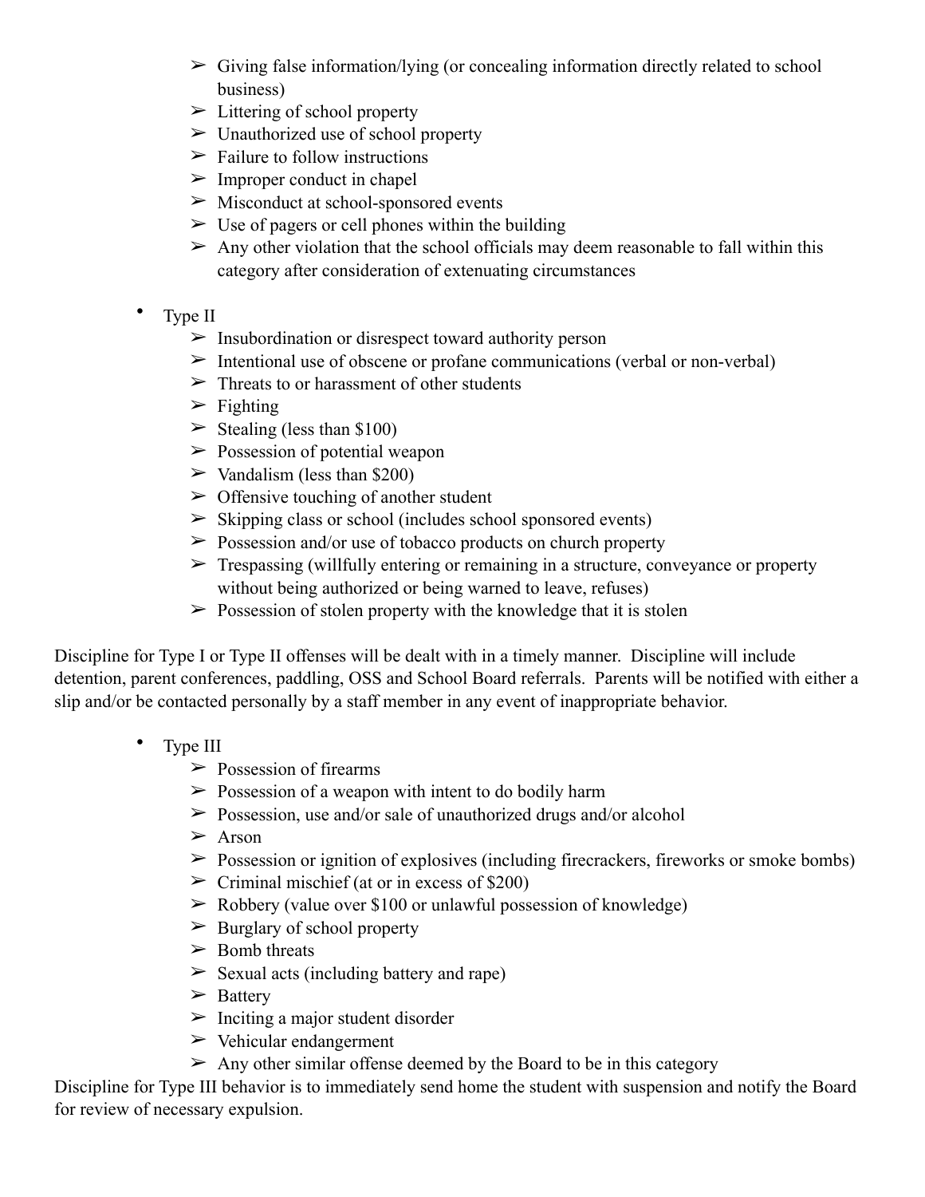- Giving false information/lying (or concealing information directly related to school business)
- Littering of school property
- Unauthorized use of school property
- Failure to follow instructions
- Improper conduct in chapel
- Misconduct at school-sponsored events
- Use of pagers or cell phones within the building
- Any other violation that the school officials may deem reasonable to fall within this category after consideration of extenuating circumstances

- Type II
  - Insubordination or disrespect toward authority person
  - Intentional use of obscene or profane communications (verbal or non-verbal)
  - Threats to or harassment of other students
  - Fighting
  - Stealing (less than $100)
  - Possession of potential weapon
  - Vandalism (less than $200)
  - Offensive touching of another student
  - Skipping class or school (includes school sponsored events)
  - Possession and/or use of tobacco products on church property
  - Trespassing (willfully entering or remaining in a structure, conveyance or property without being authorized or being warned to leave, refuses)
  - Possession of stolen property with the knowledge that it is stolen

Discipline for Type I or Type II offenses will be dealt with in a timely manner. Discipline will include detention, parent conferences, paddling, OSS and School Board referrals. Parents will be notified with either a slip and/or be contacted personally by a staff member in any event of inappropriate behavior.

- Type III
  - Possession of firearms
  - Possession of a weapon with intent to do bodily harm
  - Possession, use and/or sale of unauthorized drugs and/or alcohol
  - Arson
  - Possession or ignition of explosives (including firecrackers, fireworks or smoke bombs)
  - Criminal mischief (at or in excess of $200)
  - Robbery (value over $100 or unlawful possession of knowledge)
  - Burglary of school property
  - Bomb threats
  - Sexual acts (including battery and rape)
  - Battery
  - Inciting a major student disorder
  - Vehicular endangerment
  - Any other similar offense deemed by the Board to be in this category

Discipline for Type III behavior is to immediately send home the student with suspension and notify the Board for review of necessary expulsion.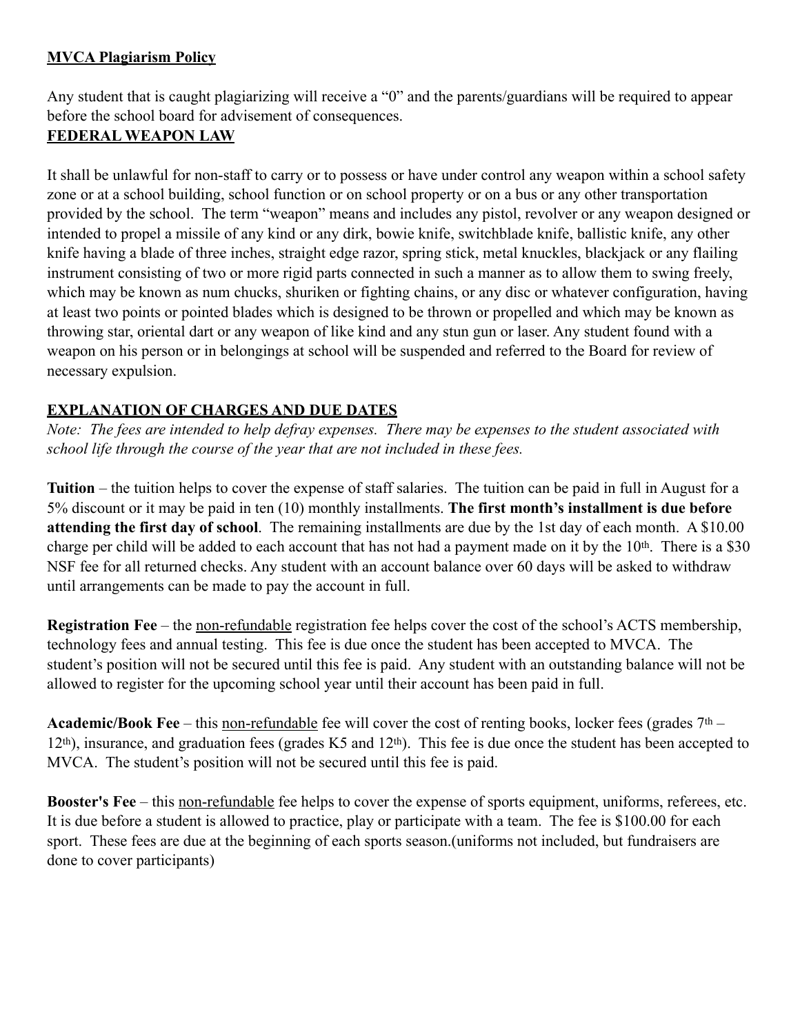## **MVCA Plagiarism Policy**

Any student that is caught plagiarizing will receive a "0" and the parents/guardians will be required to appear before the school board for advisement of consequences.

## **FEDERAL WEAPON LAW**

It shall be unlawful for non-staff to carry or to possess or have under control any weapon within a school safety zone or at a school building, school function or on school property or on a bus or any other transportation provided by the school. The term "weapon" means and includes any pistol, revolver or any weapon designed or intended to propel a missile of any kind or any dirk, bowie knife, switchblade knife, ballistic knife, any other knife having a blade of three inches, straight edge razor, spring stick, metal knuckles, blackjack or any flailing instrument consisting of two or more rigid parts connected in such a manner as to allow them to swing freely, which may be known as num chucks, shuriken or fighting chains, or any disc or whatever configuration, having at least two points or pointed blades which is designed to be thrown or propelled and which may be known as throwing star, oriental dart or any weapon of like kind and any stun gun or laser. Any student found with a weapon on his person or in belongings at school will be suspended and referred to the Board for review of necessary expulsion.

## **EXPLANATION OF CHARGES AND DUE DATES**

*Note: The fees are intended to help defray expenses. There may be expenses to the student associated with school life through the course of the year that are not included in these fees.*

**Tuition** – the tuition helps to cover the expense of staff salaries. The tuition can be paid in full in August for a 5% discount or it may be paid in ten (10) monthly installments. **The first month's installment is due before attending the first day of school**. The remaining installments are due by the 1st day of each month. A $10.00 charge per child will be added to each account that has not had a payment made on it by the 10th. There is a $30 NSF fee for all returned checks. Any student with an account balance over 60 days will be asked to withdraw until arrangements can be made to pay the account in full.

**Registration Fee** – the non-refundable registration fee helps cover the cost of the school's ACTS membership, technology fees and annual testing. This fee is due once the student has been accepted to MVCA. The student's position will not be secured until this fee is paid. Any student with an outstanding balance will not be allowed to register for the upcoming school year until their account has been paid in full.

**Academic/Book Fee** – this non-refundable fee will cover the cost of renting books, locker fees (grades 7th – 12th), insurance, and graduation fees (grades K5 and 12th). This fee is due once the student has been accepted to MVCA. The student's position will not be secured until this fee is paid.

**Booster's Fee** – this non-refundable fee helps to cover the expense of sports equipment, uniforms, referees, etc. It is due before a student is allowed to practice, play or participate with a team. The fee is $100.00 for each sport. These fees are due at the beginning of each sports season.(uniforms not included, but fundraisers are done to cover participants)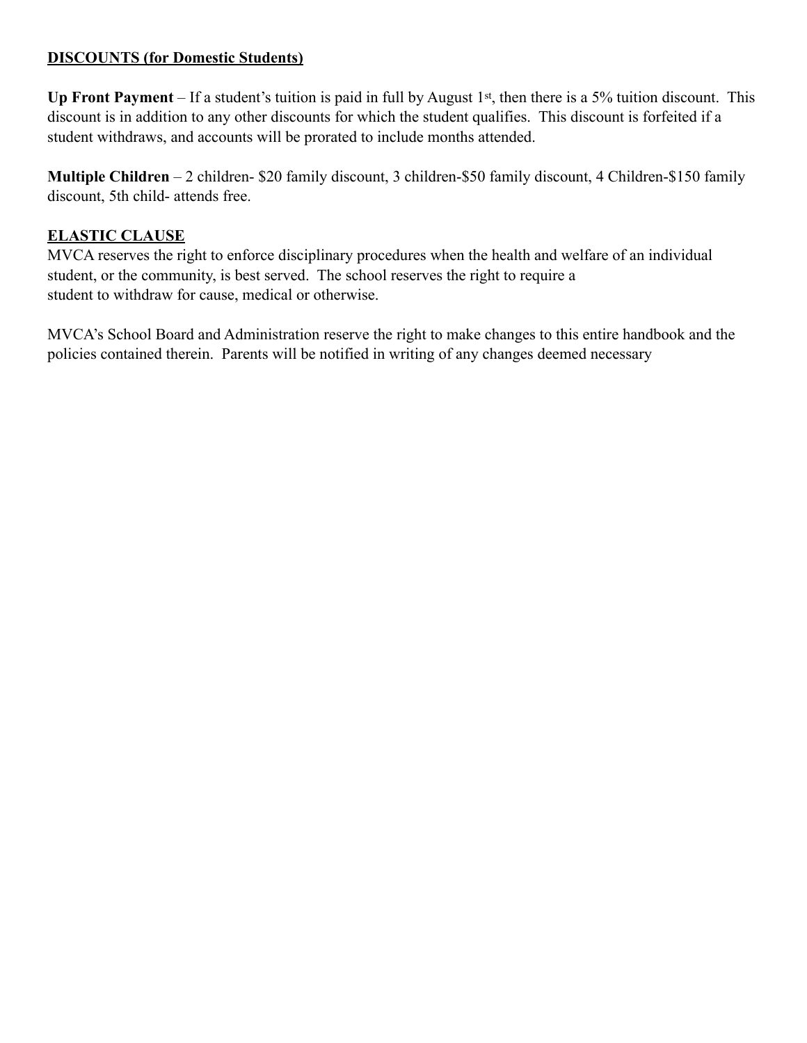## DISCOUNTS (for Domestic Students)

**Up Front Payment** – If a student's tuition is paid in full by August 1st, then there is a 5% tuition discount. This discount is in addition to any other discounts for which the student qualifies. This discount is forfeited if a student withdraws, and accounts will be prorated to include months attended.

**Multiple Children** – 2 children- $20 family discount, 3 children-$50 family discount, 4 Children-$150 family discount, 5th child- attends free.

## ELASTIC CLAUSE

MVCA reserves the right to enforce disciplinary procedures when the health and welfare of an individual student, or the community, is best served. The school reserves the right to require a student to withdraw for cause, medical or otherwise.

MVCA's School Board and Administration reserve the right to make changes to this entire handbook and the policies contained therein. Parents will be notified in writing of any changes deemed necessary